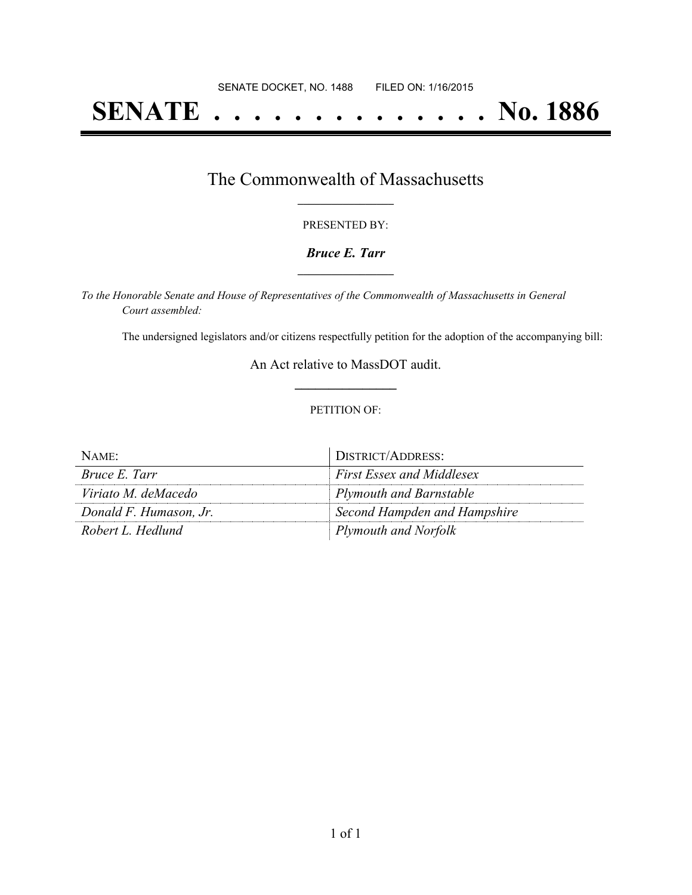SENATE DOCKET, NO. 1488        FILED ON: 1/16/2015

# SENATE . . . . . . . . . . . . . . No. 1886

## The Commonwealth of Massachusetts

PRESENTED BY:

***Bruce E. Tarr***

*To the Honorable Senate and House of Representatives of the Commonwealth of Massachusetts in General Court assembled:*

The undersigned legislators and/or citizens respectfully petition for the adoption of the accompanying bill:

An Act relative to MassDOT audit.

PETITION OF:

| NAME: | DISTRICT/ADDRESS: |
|---|---|
| *Bruce E. Tarr* | *First Essex and Middlesex* |
| *Viriato M. deMacedo* | *Plymouth and Barnstable* |
| *Donald F. Humason, Jr.* | *Second Hampden and Hampshire* |
| *Robert L. Hedlund* | *Plymouth and Norfolk* |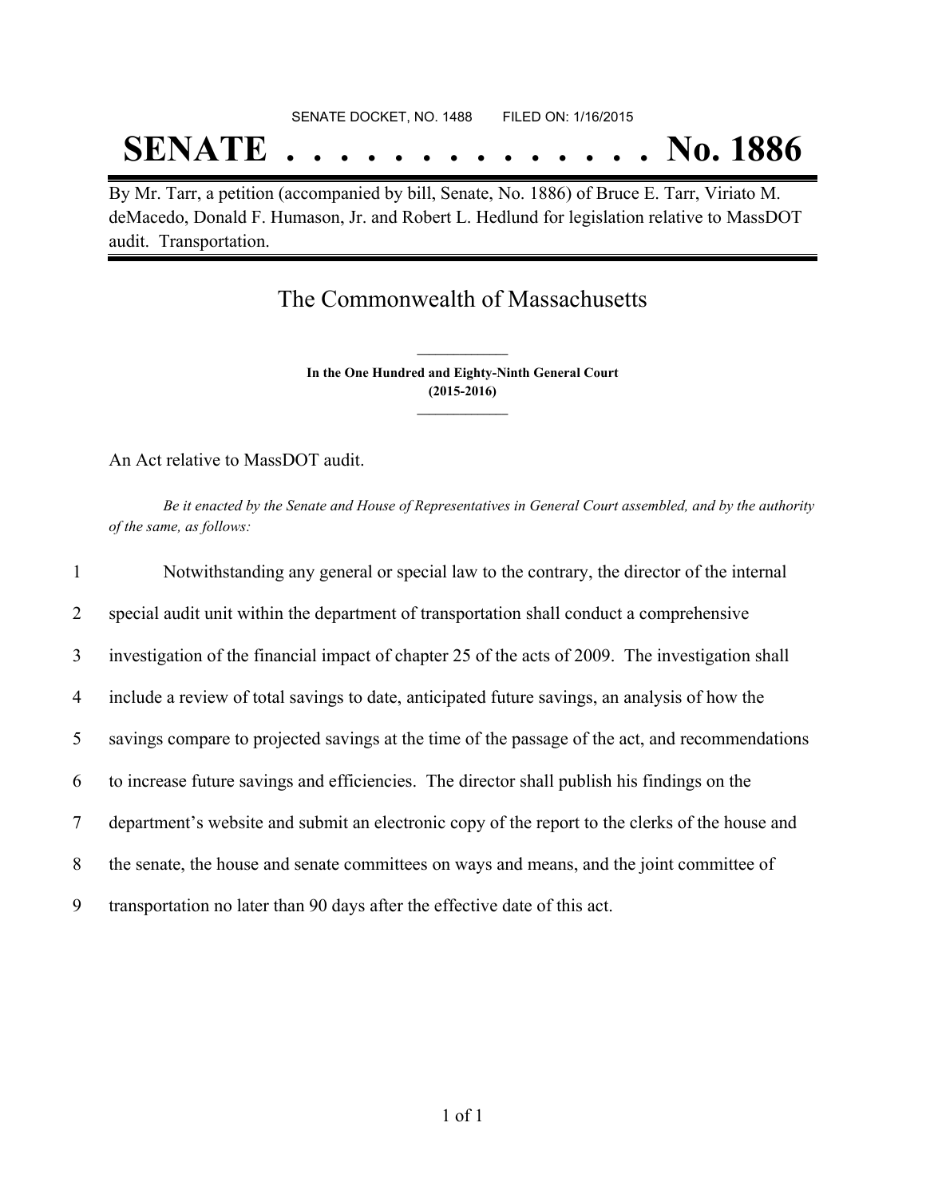SENATE DOCKET, NO. 1488        FILED ON: 1/16/2015

# SENATE . . . . . . . . . . . . . . No. 1886

By Mr. Tarr, a petition (accompanied by bill, Senate, No. 1886) of Bruce E. Tarr, Viriato M. deMacedo, Donald F. Humason, Jr. and Robert L. Hedlund for legislation relative to MassDOT audit. Transportation.

## The Commonwealth of Massachusetts

**In the One Hundred and Eighty-Ninth General Court**
**(2015-2016)**

An Act relative to MassDOT audit.

*Be it enacted by the Senate and House of Representatives in General Court assembled, and by the authority of the same, as follows:*

1 Notwithstanding any general or special law to the contrary, the director of the internal
2 special audit unit within the department of transportation shall conduct a comprehensive
3 investigation of the financial impact of chapter 25 of the acts of 2009. The investigation shall
4 include a review of total savings to date, anticipated future savings, an analysis of how the
5 savings compare to projected savings at the time of the passage of the act, and recommendations
6 to increase future savings and efficiencies. The director shall publish his findings on the
7 department's website and submit an electronic copy of the report to the clerks of the house and
8 the senate, the house and senate committees on ways and means, and the joint committee of
9 transportation no later than 90 days after the effective date of this act.